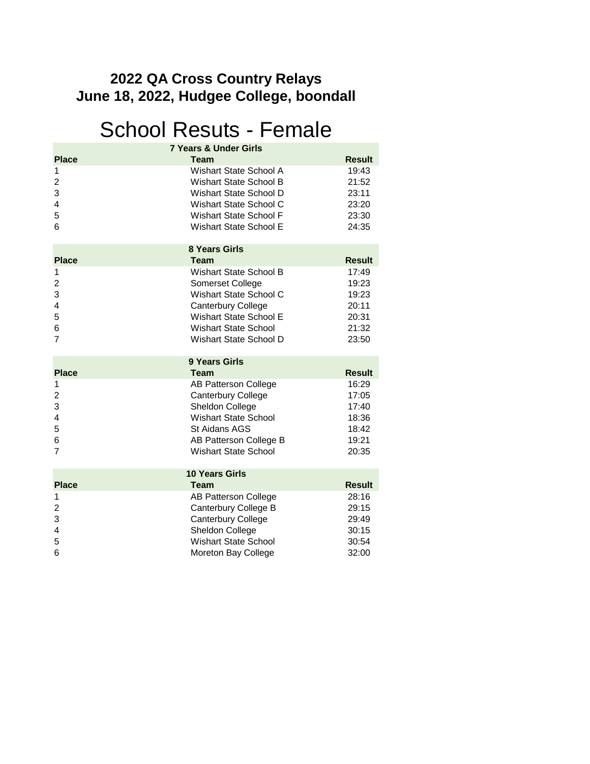# 2022 QA Cross Country Relays
# June 18, 2022, Hudgee College, boondall

## School Resuts - Female

| 7 Years & Under Girls | | |
|---|---|---|
| **Place** | **Team** | **Result** |
| 1 | Wishart State School A | 19:43 |
| 2 | Wishart State School B | 21:52 |
| 3 | Wishart State School D | 23:11 |
| 4 | Wishart State School C | 23:20 |
| 5 | Wishart State School F | 23:30 |
| 6 | Wishart State School E | 24:35 |

| 8 Years Girls | | |
|---|---|---|
| **Place** | **Team** | **Result** |
| 1 | Wishart State School B | 17:49 |
| 2 | Somerset College | 19:23 |
| 3 | Wishart State School C | 19:23 |
| 4 | Canterbury College | 20:11 |
| 5 | Wishart State School E | 20:31 |
| 6 | Wishart State School | 21:32 |
| 7 | Wishart State School D | 23:50 |

| 9 Years Girls | | |
|---|---|---|
| **Place** | **Team** | **Result** |
| 1 | AB Patterson College | 16:29 |
| 2 | Canterbury College | 17:05 |
| 3 | Sheldon College | 17:40 |
| 4 | Wishart State School | 18:36 |
| 5 | St Aidans AGS | 18:42 |
| 6 | AB Patterson College B | 19:21 |
| 7 | Wishart State School | 20:35 |

| 10 Years Girls | | |
|---|---|---|
| **Place** | **Team** | **Result** |
| 1 | AB Patterson College | 28:16 |
| 2 | Canterbury College B | 29:15 |
| 3 | Canterbury College | 29:49 |
| 4 | Sheldon College | 30:15 |
| 5 | Wishart State School | 30:54 |
| 6 | Moreton Bay College | 32:00 |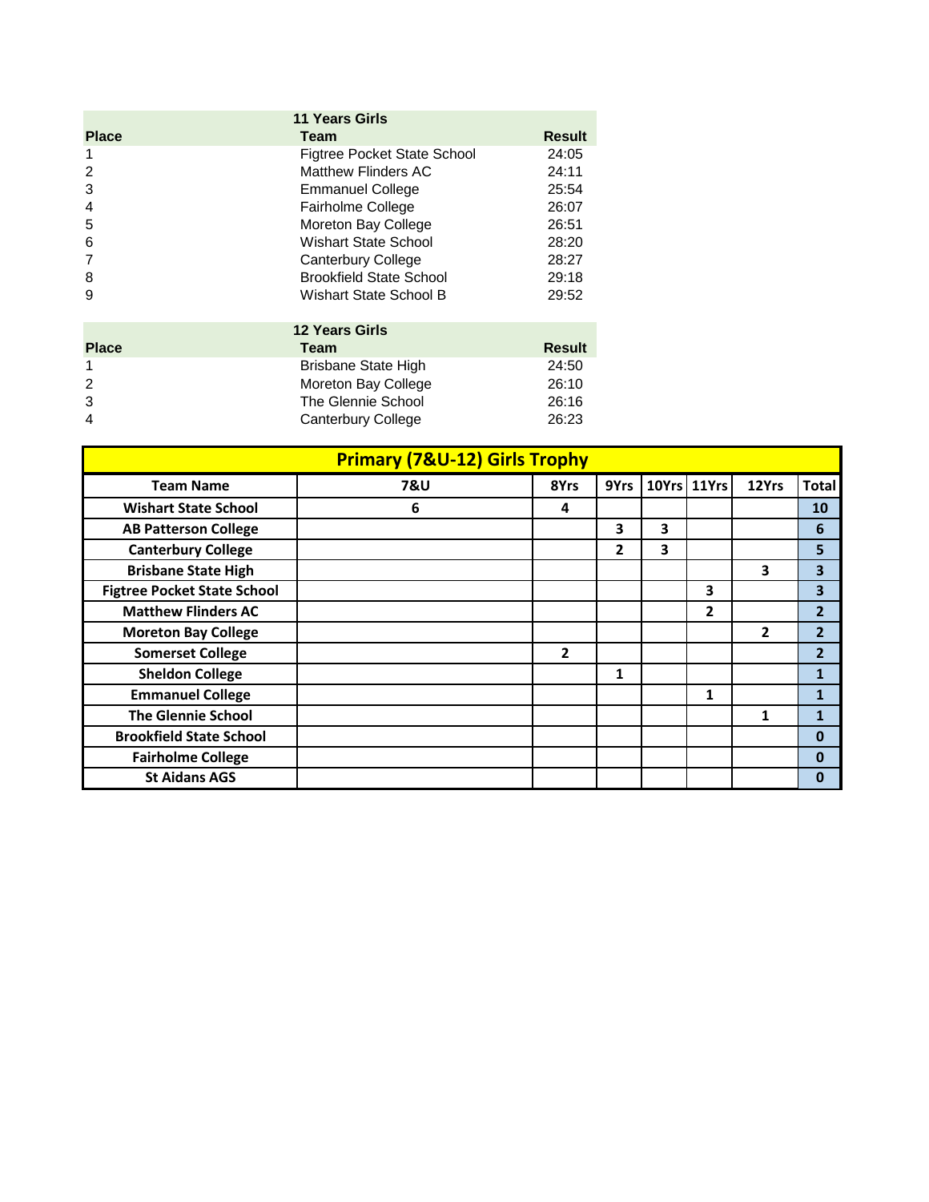### 11 Years Girls

| Place | Team | Result |
|---|---|---|
| 1 | Figtree Pocket State School | 24:05 |
| 2 | Matthew Flinders AC | 24:11 |
| 3 | Emmanuel College | 25:54 |
| 4 | Fairholme College | 26:07 |
| 5 | Moreton Bay College | 26:51 |
| 6 | Wishart State School | 28:20 |
| 7 | Canterbury College | 28:27 |
| 8 | Brookfield State School | 29:18 |
| 9 | Wishart State School B | 29:52 |

### 12 Years Girls

| Place | Team | Result |
|---|---|---|
| 1 | Brisbane State High | 24:50 |
| 2 | Moreton Bay College | 26:10 |
| 3 | The Glennie School | 26:16 |
| 4 | Canterbury College | 26:23 |

### Primary (7&U-12) Girls Trophy

| Team Name | 7&U | 8Yrs | 9Yrs | 10Yrs | 11Yrs | 12Yrs | Total |
|---|---|---|---|---|---|---|---|
| Wishart State School | 6 | 4 | | | | | 10 |
| AB Patterson College | | | 3 | 3 | | | 6 |
| Canterbury College | | | 2 | 3 | | | 5 |
| Brisbane State High | | | | | | 3 | 3 |
| Figtree Pocket State School | | | | | 3 | | 3 |
| Matthew Flinders AC | | | | | 2 | | 2 |
| Moreton Bay College | | | | | | 2 | 2 |
| Somerset College | | 2 | | | | | 2 |
| Sheldon College | | | 1 | | | | 1 |
| Emmanuel College | | | | | 1 | | 1 |
| The Glennie School | | | | | | 1 | 1 |
| Brookfield State School | | | | | | | 0 |
| Fairholme College | | | | | | | 0 |
| St Aidans AGS | | | | | | | 0 |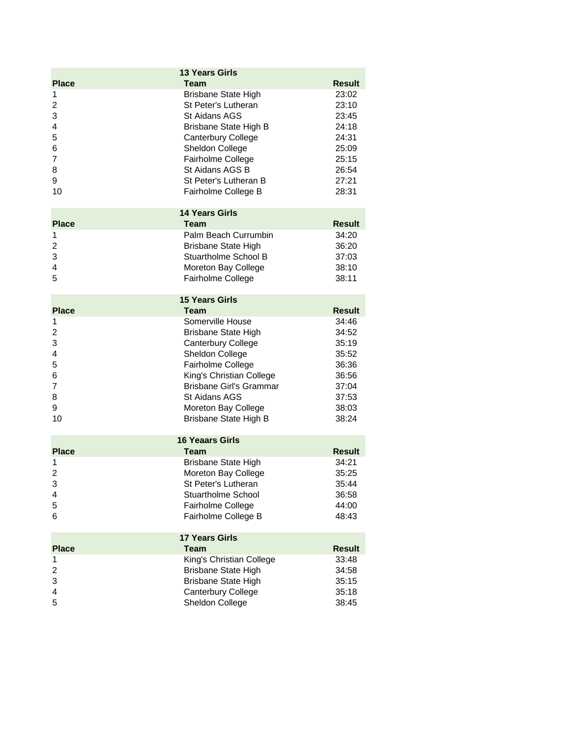**13 Years Girls**

| Place | Team | Result |
|---|---|---|
| 1 | Brisbane State High | 23:02 |
| 2 | St Peter's Lutheran | 23:10 |
| 3 | St Aidans AGS | 23:45 |
| 4 | Brisbane State High B | 24:18 |
| 5 | Canterbury College | 24:31 |
| 6 | Sheldon College | 25:09 |
| 7 | Fairholme College | 25:15 |
| 8 | St Aidans AGS B | 26:54 |
| 9 | St Peter's Lutheran B | 27:21 |
| 10 | Fairholme College B | 28:31 |

**14 Years Girls**

| Place | Team | Result |
|---|---|---|
| 1 | Palm Beach Currumbin | 34:20 |
| 2 | Brisbane State High | 36:20 |
| 3 | Stuartholme School B | 37:03 |
| 4 | Moreton Bay College | 38:10 |
| 5 | Fairholme College | 38:11 |

**15 Years Girls**

| Place | Team | Result |
|---|---|---|
| 1 | Somerville House | 34:46 |
| 2 | Brisbane State High | 34:52 |
| 3 | Canterbury College | 35:19 |
| 4 | Sheldon College | 35:52 |
| 5 | Fairholme College | 36:36 |
| 6 | King's Christian College | 36:56 |
| 7 | Brisbane Girl's Grammar | 37:04 |
| 8 | St Aidans AGS | 37:53 |
| 9 | Moreton Bay College | 38:03 |
| 10 | Brisbane State High B | 38:24 |

**16 Yeaars Girls**

| Place | Team | Result |
|---|---|---|
| 1 | Brisbane State High | 34:21 |
| 2 | Moreton Bay College | 35:25 |
| 3 | St Peter's Lutheran | 35:44 |
| 4 | Stuartholme School | 36:58 |
| 5 | Fairholme College | 44:00 |
| 6 | Fairholme College B | 48:43 |

**17 Years Girls**

| Place | Team | Result |
|---|---|---|
| 1 | King's Christian College | 33:48 |
| 2 | Brisbane State High | 34:58 |
| 3 | Brisbane State High | 35:15 |
| 4 | Canterbury College | 35:18 |
| 5 | Sheldon College | 38:45 |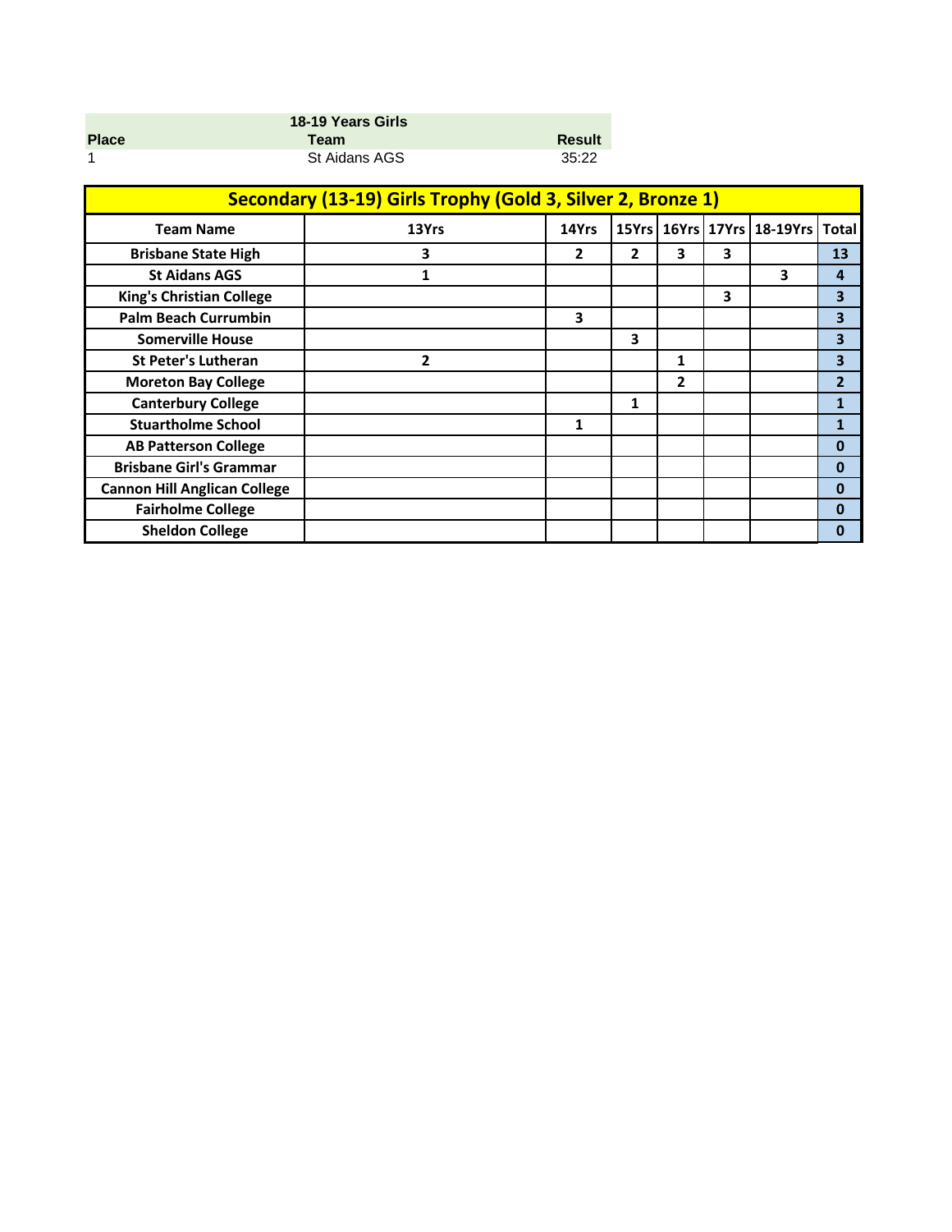| Place | 18-19 Years Girls<br>Team | Result |
|---|---|---|
| 1 | St Aidans AGS | 35:22 |

| Secondary (13-19) Girls Trophy (Gold 3, Silver 2, Bronze 1) | | | | | | | |
|---|---|---|---|---|---|---|---|
| **Team Name** | **13Yrs** | **14Yrs** | **15Yrs** | **16Yrs** | **17Yrs** | **18-19Yrs** | **Total** |
| **Brisbane State High** | **3** | **2** | **2** | **3** | **3** | | **13** |
| **St Aidans AGS** | **1** | | | | | **3** | **4** |
| **King's Christian College** | | | | | **3** | | **3** |
| **Palm Beach Currumbin** | | **3** | | | | | **3** |
| **Somerville House** | | | **3** | | | | **3** |
| **St Peter's Lutheran** | **2** | | | **1** | | | **3** |
| **Moreton Bay College** | | | | **2** | | | **2** |
| **Canterbury College** | | | **1** | | | | **1** |
| **Stuartholme School** | | **1** | | | | | **1** |
| **AB Patterson College** | | | | | | | **0** |
| **Brisbane Girl's Grammar** | | | | | | | **0** |
| **Cannon Hill Anglican College** | | | | | | | **0** |
| **Fairholme College** | | | | | | | **0** |
| **Sheldon College** | | | | | | | **0** |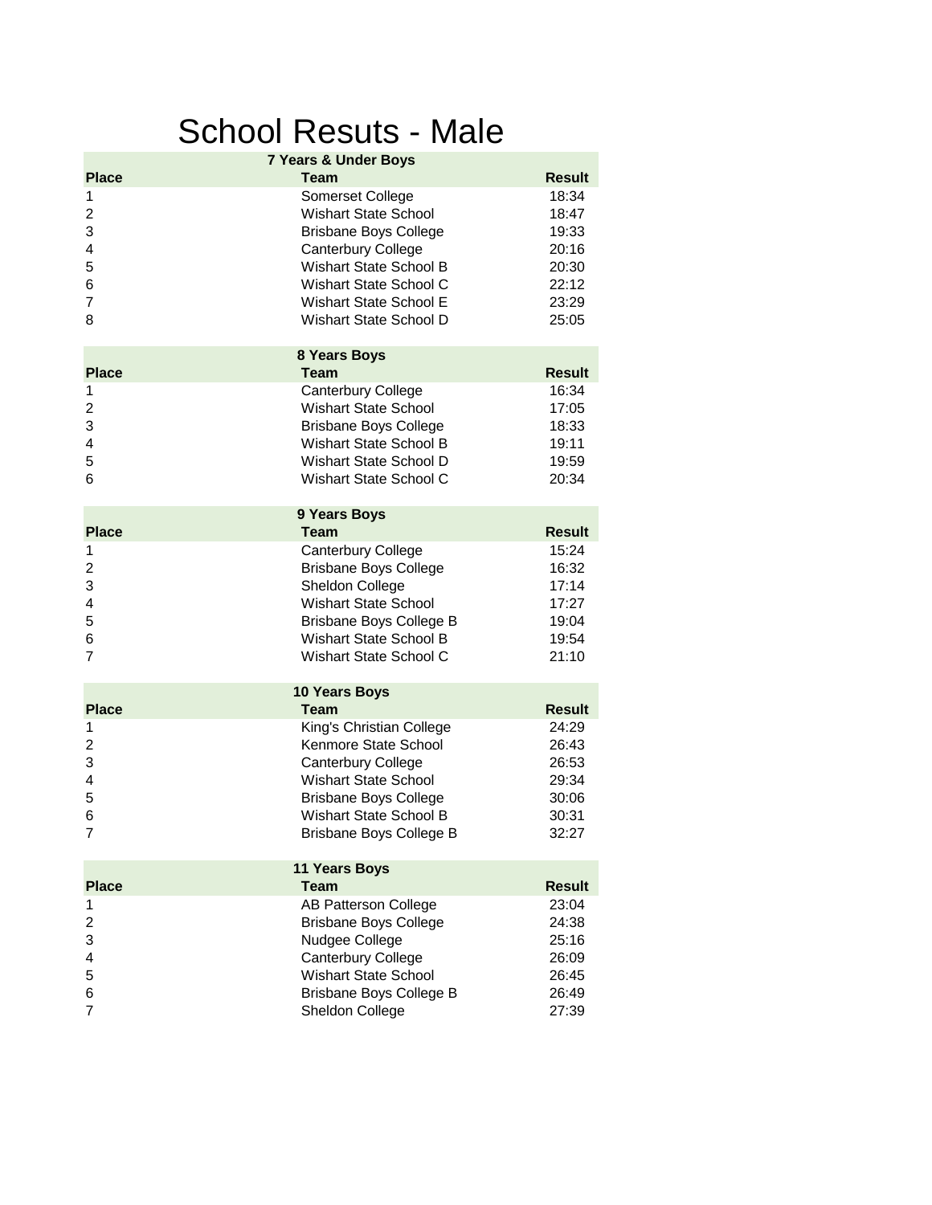# School Resuts - Male

| 7 Years & Under Boys | | |
|---|---|---|
| Place | Team | Result |
| 1 | Somerset College | 18:34 |
| 2 | Wishart State School | 18:47 |
| 3 | Brisbane Boys College | 19:33 |
| 4 | Canterbury College | 20:16 |
| 5 | Wishart State School B | 20:30 |
| 6 | Wishart State School C | 22:12 |
| 7 | Wishart State School E | 23:29 |
| 8 | Wishart State School D | 25:05 |

| 8 Years Boys | | |
|---|---|---|
| Place | Team | Result |
| 1 | Canterbury College | 16:34 |
| 2 | Wishart State School | 17:05 |
| 3 | Brisbane Boys College | 18:33 |
| 4 | Wishart State School B | 19:11 |
| 5 | Wishart State School D | 19:59 |
| 6 | Wishart State School C | 20:34 |

| 9 Years Boys | | |
|---|---|---|
| Place | Team | Result |
| 1 | Canterbury College | 15:24 |
| 2 | Brisbane Boys College | 16:32 |
| 3 | Sheldon College | 17:14 |
| 4 | Wishart State School | 17:27 |
| 5 | Brisbane Boys College B | 19:04 |
| 6 | Wishart State School B | 19:54 |
| 7 | Wishart State School C | 21:10 |

| 10 Years Boys | | |
|---|---|---|
| Place | Team | Result |
| 1 | King's Christian College | 24:29 |
| 2 | Kenmore State School | 26:43 |
| 3 | Canterbury College | 26:53 |
| 4 | Wishart State School | 29:34 |
| 5 | Brisbane Boys College | 30:06 |
| 6 | Wishart State School B | 30:31 |
| 7 | Brisbane Boys College B | 32:27 |

| 11 Years Boys | | |
|---|---|---|
| Place | Team | Result |
| 1 | AB Patterson College | 23:04 |
| 2 | Brisbane Boys College | 24:38 |
| 3 | Nudgee College | 25:16 |
| 4 | Canterbury College | 26:09 |
| 5 | Wishart State School | 26:45 |
| 6 | Brisbane Boys College B | 26:49 |
| 7 | Sheldon College | 27:39 |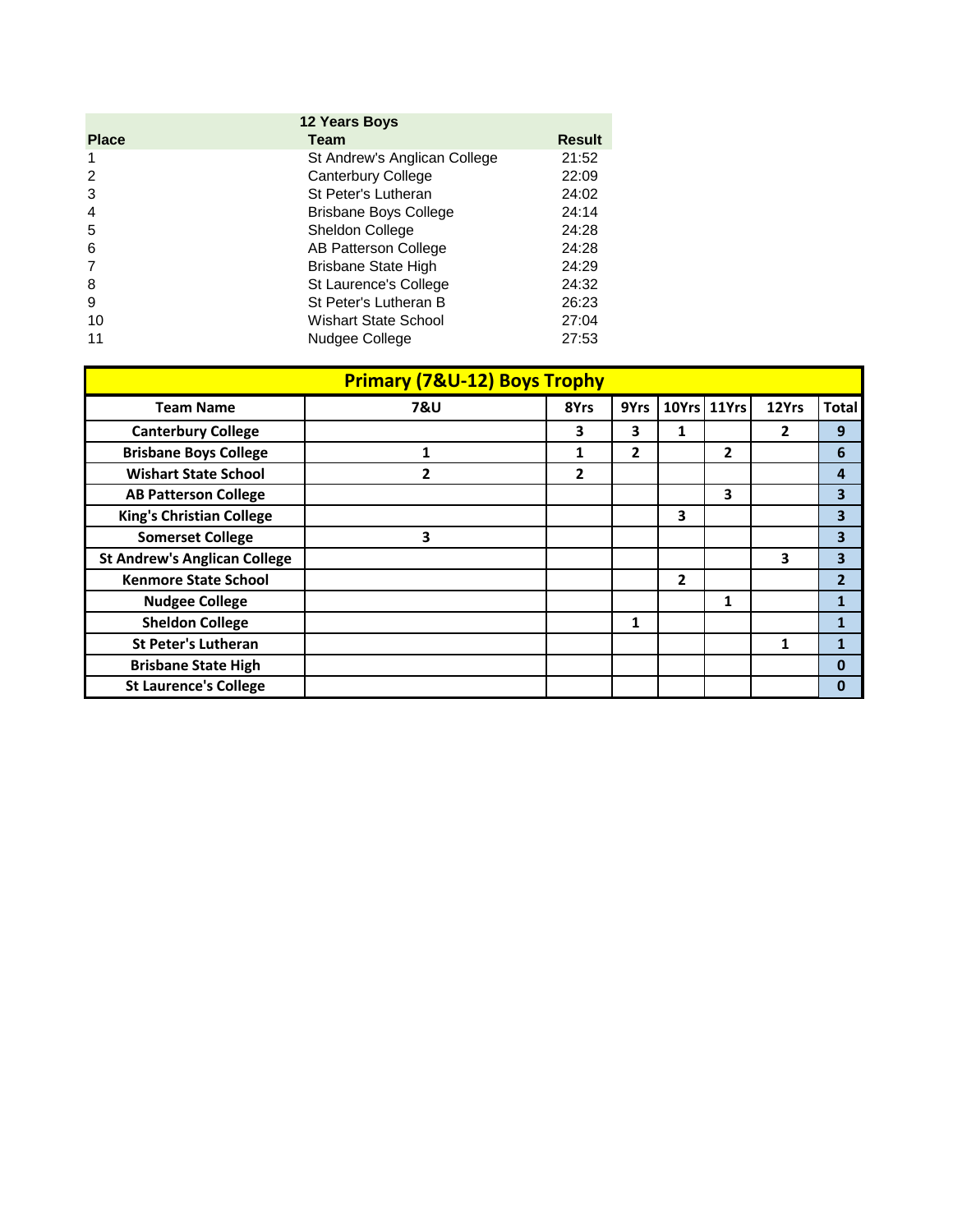| Place | 12 Years Boys<br>Team | Result |
|---|---|---|
| 1 | St Andrew's Anglican College | 21:52 |
| 2 | Canterbury College | 22:09 |
| 3 | St Peter's Lutheran | 24:02 |
| 4 | Brisbane Boys College | 24:14 |
| 5 | Sheldon College | 24:28 |
| 6 | AB Patterson College | 24:28 |
| 7 | Brisbane State High | 24:29 |
| 8 | St Laurence's College | 24:32 |
| 9 | St Peter's Lutheran B | 26:23 |
| 10 | Wishart State School | 27:04 |
| 11 | Nudgee College | 27:53 |

**Primary (7&U-12) Boys Trophy**

| Team Name | 7&U | 8Yrs | 9Yrs | 10Yrs | 11Yrs | 12Yrs | Total |
|---|---|---|---|---|---|---|---|
| Canterbury College | | 3 | 3 | 1 | | 2 | 9 |
| Brisbane Boys College | 1 | 1 | 2 | | 2 | | 6 |
| Wishart State School | 2 | 2 | | | | | 4 |
| AB Patterson College | | | | | 3 | | 3 |
| King's Christian College | | | | 3 | | | 3 |
| Somerset College | 3 | | | | | | 3 |
| St Andrew's Anglican College | | | | | | 3 | 3 |
| Kenmore State School | | | | 2 | | | 2 |
| Nudgee College | | | | | 1 | | 1 |
| Sheldon College | | | 1 | | | | 1 |
| St Peter's Lutheran | | | | | | 1 | 1 |
| Brisbane State High | | | | | | | 0 |
| St Laurence's College | | | | | | | 0 |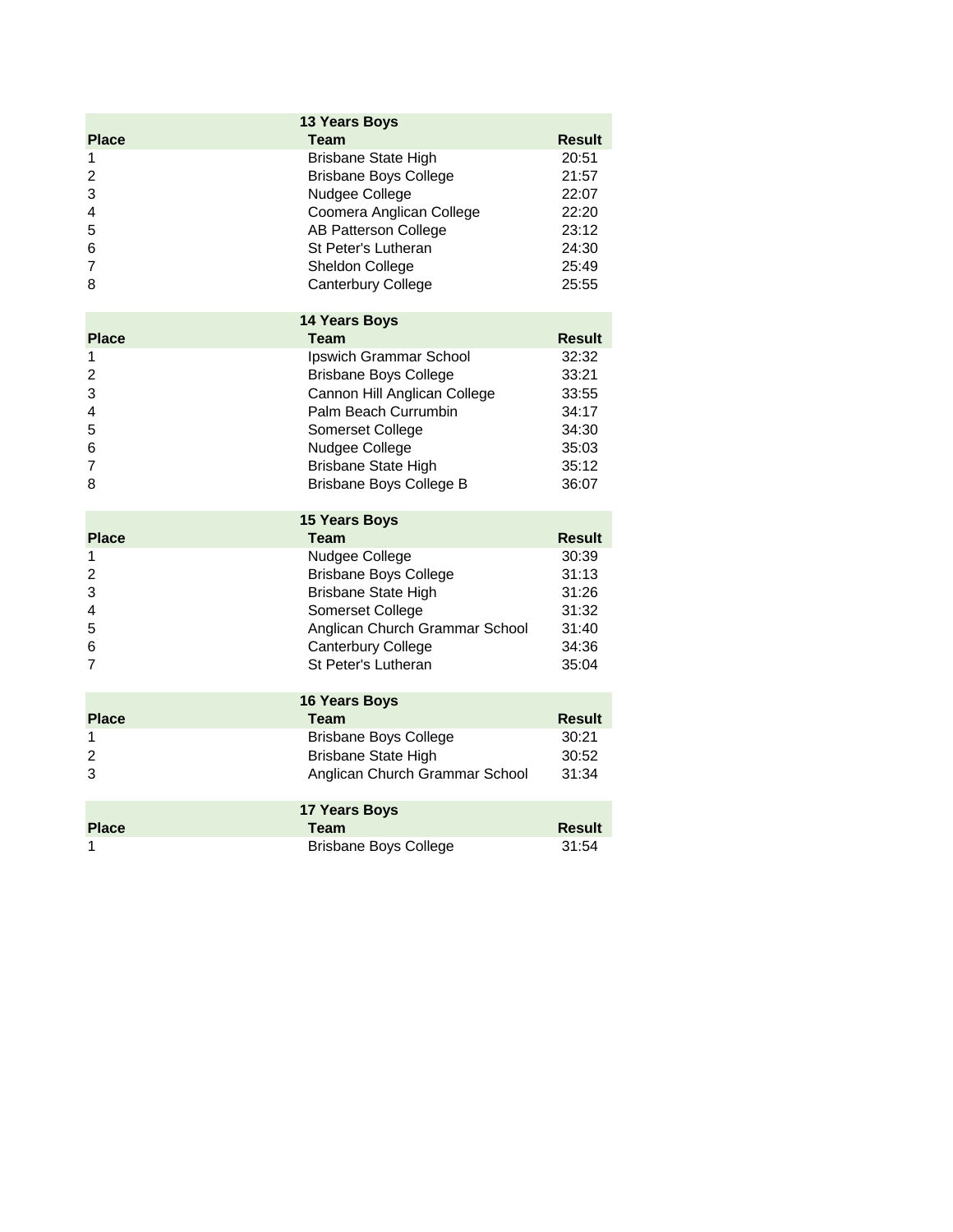### 13 Years Boys

| Place | Team | Result |
|---|---|---|
| 1 | Brisbane State High | 20:51 |
| 2 | Brisbane Boys College | 21:57 |
| 3 | Nudgee College | 22:07 |
| 4 | Coomera Anglican College | 22:20 |
| 5 | AB Patterson College | 23:12 |
| 6 | St Peter's Lutheran | 24:30 |
| 7 | Sheldon College | 25:49 |
| 8 | Canterbury College | 25:55 |

### 14 Years Boys

| Place | Team | Result |
|---|---|---|
| 1 | Ipswich Grammar School | 32:32 |
| 2 | Brisbane Boys College | 33:21 |
| 3 | Cannon Hill Anglican College | 33:55 |
| 4 | Palm Beach Currumbin | 34:17 |
| 5 | Somerset College | 34:30 |
| 6 | Nudgee College | 35:03 |
| 7 | Brisbane State High | 35:12 |
| 8 | Brisbane Boys College B | 36:07 |

### 15 Years Boys

| Place | Team | Result |
|---|---|---|
| 1 | Nudgee College | 30:39 |
| 2 | Brisbane Boys College | 31:13 |
| 3 | Brisbane State High | 31:26 |
| 4 | Somerset College | 31:32 |
| 5 | Anglican Church Grammar School | 31:40 |
| 6 | Canterbury College | 34:36 |
| 7 | St Peter's Lutheran | 35:04 |

### 16 Years Boys

| Place | Team | Result |
|---|---|---|
| 1 | Brisbane Boys College | 30:21 |
| 2 | Brisbane State High | 30:52 |
| 3 | Anglican Church Grammar School | 31:34 |

### 17 Years Boys

| Place | Team | Result |
|---|---|---|
| 1 | Brisbane Boys College | 31:54 |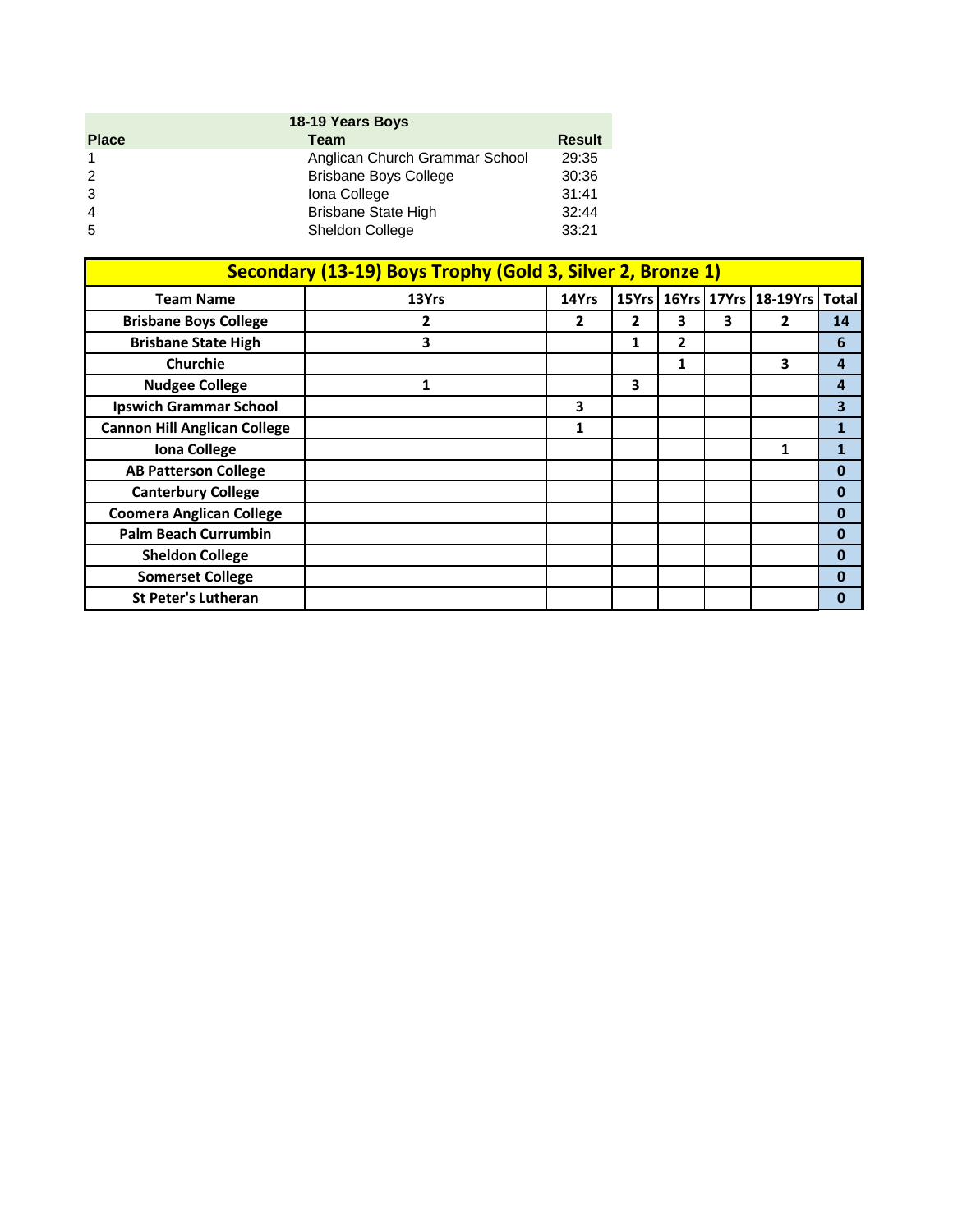| 18-19 Years Boys | | |
|---|---|---|
| **Place** | **Team** | **Result** |
| 1 | Anglican Church Grammar School | 29:35 |
| 2 | Brisbane Boys College | 30:36 |
| 3 | Iona College | 31:41 |
| 4 | Brisbane State High | 32:44 |
| 5 | Sheldon College | 33:21 |

## Secondary (13-19) Boys Trophy (Gold 3, Silver 2, Bronze 1)

| Team Name | 13Yrs | 14Yrs | 15Yrs | 16Yrs | 17Yrs | 18-19Yrs | Total |
|---|---|---|---|---|---|---|---|
| **Brisbane Boys College** | **2** | **2** | **2** | **3** | **3** | **2** | **14** |
| **Brisbane State High** | **3** | | **1** | **2** | | | **6** |
| **Churchie** | | | | **1** | | **3** | **4** |
| **Nudgee College** | **1** | | **3** | | | | **4** |
| **Ipswich Grammar School** | | **3** | | | | | **3** |
| **Cannon Hill Anglican College** | | **1** | | | | | **1** |
| **Iona College** | | | | | | **1** | **1** |
| **AB Patterson College** | | | | | | | **0** |
| **Canterbury College** | | | | | | | **0** |
| **Coomera Anglican College** | | | | | | | **0** |
| **Palm Beach Currumbin** | | | | | | | **0** |
| **Sheldon College** | | | | | | | **0** |
| **Somerset College** | | | | | | | **0** |
| **St Peter's Lutheran** | | | | | | | **0** |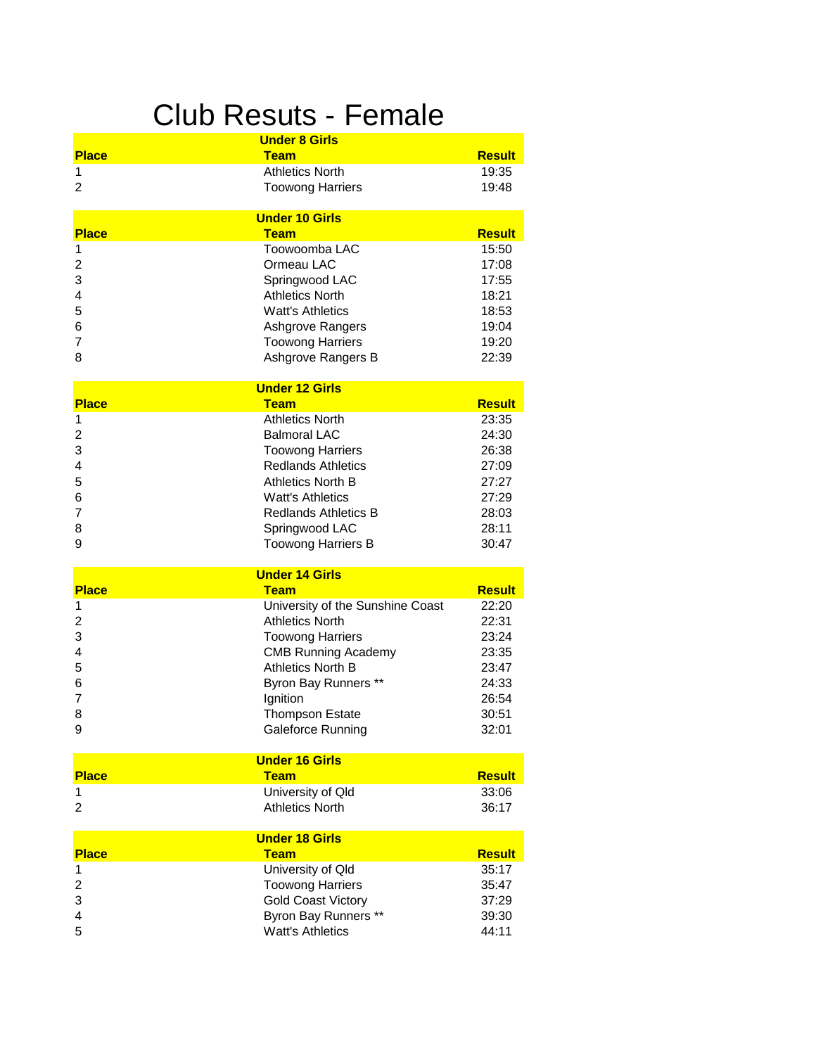# Club Resuts - Female

### Under 8 Girls

| Place | Team | Result |
|---|---|---|
| 1 | Athletics North | 19:35 |
| 2 | Toowong Harriers | 19:48 |

### Under 10 Girls

| Place | Team | Result |
|---|---|---|
| 1 | Toowoomba LAC | 15:50 |
| 2 | Ormeau LAC | 17:08 |
| 3 | Springwood LAC | 17:55 |
| 4 | Athletics North | 18:21 |
| 5 | Watt's Athletics | 18:53 |
| 6 | Ashgrove Rangers | 19:04 |
| 7 | Toowong Harriers | 19:20 |
| 8 | Ashgrove Rangers B | 22:39 |

### Under 12 Girls

| Place | Team | Result |
|---|---|---|
| 1 | Athletics North | 23:35 |
| 2 | Balmoral LAC | 24:30 |
| 3 | Toowong Harriers | 26:38 |
| 4 | Redlands Athletics | 27:09 |
| 5 | Athletics North B | 27:27 |
| 6 | Watt's Athletics | 27:29 |
| 7 | Redlands Athletics B | 28:03 |
| 8 | Springwood LAC | 28:11 |
| 9 | Toowong Harriers B | 30:47 |

### Under 14 Girls

| Place | Team | Result |
|---|---|---|
| 1 | University of the Sunshine Coast | 22:20 |
| 2 | Athletics North | 22:31 |
| 3 | Toowong Harriers | 23:24 |
| 4 | CMB Running Academy | 23:35 |
| 5 | Athletics North B | 23:47 |
| 6 | Byron Bay Runners ** | 24:33 |
| 7 | Ignition | 26:54 |
| 8 | Thompson Estate | 30:51 |
| 9 | Galeforce Running | 32:01 |

### Under 16 Girls

| Place | Team | Result |
|---|---|---|
| 1 | University of Qld | 33:06 |
| 2 | Athletics North | 36:17 |

### Under 18 Girls

| Place | Team | Result |
|---|---|---|
| 1 | University of Qld | 35:17 |
| 2 | Toowong Harriers | 35:47 |
| 3 | Gold Coast Victory | 37:29 |
| 4 | Byron Bay Runners ** | 39:30 |
| 5 | Watt's Athletics | 44:11 |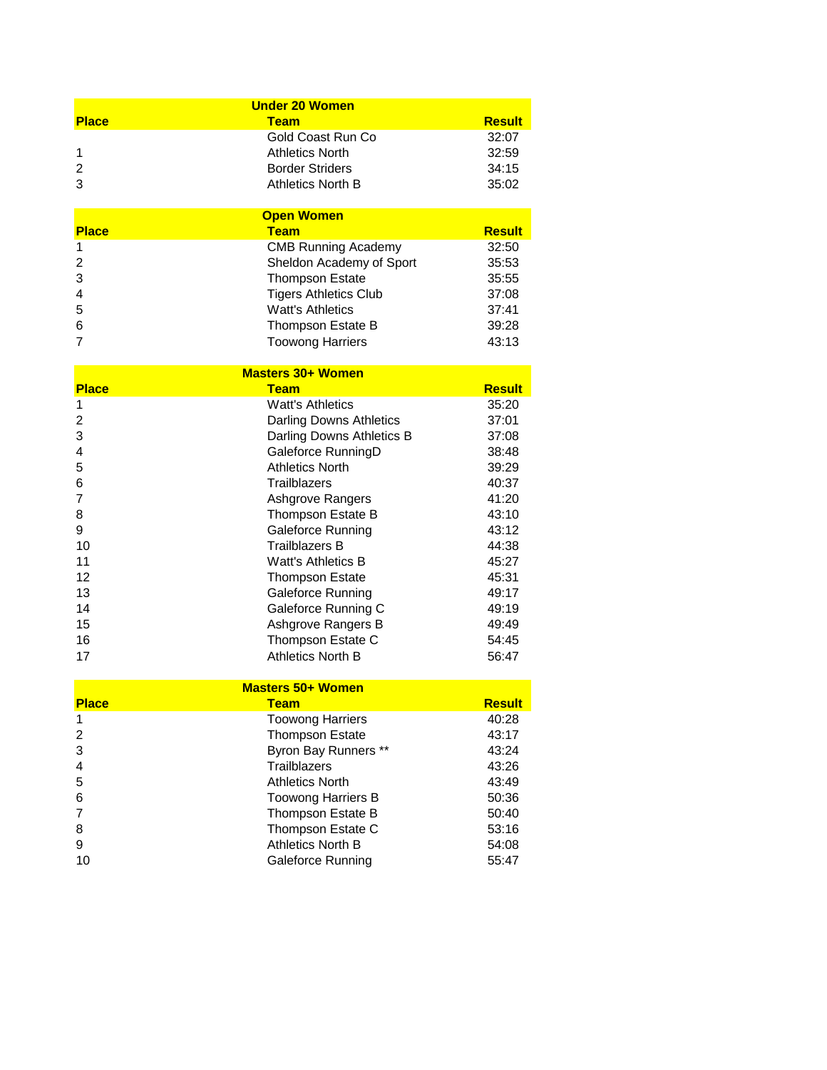### Under 20 Women

| Place | Team | Result |
|---|---|---|
| | Gold Coast Run Co | 32:07 |
| 1 | Athletics North | 32:59 |
| 2 | Border Striders | 34:15 |
| 3 | Athletics North B | 35:02 |

### Open Women

| Place | Team | Result |
|---|---|---|
| 1 | CMB Running Academy | 32:50 |
| 2 | Sheldon Academy of Sport | 35:53 |
| 3 | Thompson Estate | 35:55 |
| 4 | Tigers Athletics Club | 37:08 |
| 5 | Watt's Athletics | 37:41 |
| 6 | Thompson Estate B | 39:28 |
| 7 | Toowong Harriers | 43:13 |

### Masters 30+ Women

| Place | Team | Result |
|---|---|---|
| 1 | Watt's Athletics | 35:20 |
| 2 | Darling Downs Athletics | 37:01 |
| 3 | Darling Downs Athletics B | 37:08 |
| 4 | Galeforce RunningD | 38:48 |
| 5 | Athletics North | 39:29 |
| 6 | Trailblazers | 40:37 |
| 7 | Ashgrove Rangers | 41:20 |
| 8 | Thompson Estate B | 43:10 |
| 9 | Galeforce Running | 43:12 |
| 10 | Trailblazers B | 44:38 |
| 11 | Watt's Athletics B | 45:27 |
| 12 | Thompson Estate | 45:31 |
| 13 | Galeforce Running | 49:17 |
| 14 | Galeforce Running C | 49:19 |
| 15 | Ashgrove Rangers B | 49:49 |
| 16 | Thompson Estate C | 54:45 |
| 17 | Athletics North B | 56:47 |

### Masters 50+ Women

| Place | Team | Result |
|---|---|---|
| 1 | Toowong Harriers | 40:28 |
| 2 | Thompson Estate | 43:17 |
| 3 | Byron Bay Runners ** | 43:24 |
| 4 | Trailblazers | 43:26 |
| 5 | Athletics North | 43:49 |
| 6 | Toowong Harriers B | 50:36 |
| 7 | Thompson Estate B | 50:40 |
| 8 | Thompson Estate C | 53:16 |
| 9 | Athletics North B | 54:08 |
| 10 | Galeforce Running | 55:47 |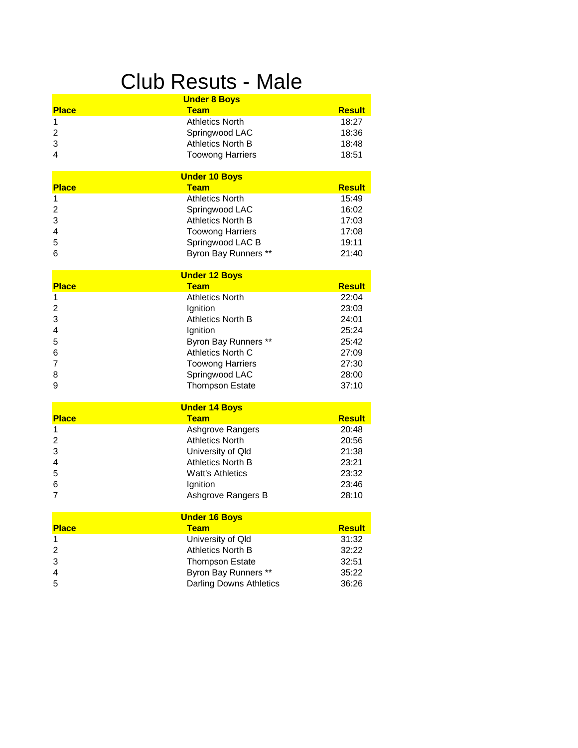# Club Resuts - Male

**Under 8 Boys**

| Place | Team | Result |
|---|---|---|
| 1 | Athletics North | 18:27 |
| 2 | Springwood LAC | 18:36 |
| 3 | Athletics North B | 18:48 |
| 4 | Toowong Harriers | 18:51 |

**Under 10 Boys**

| Place | Team | Result |
|---|---|---|
| 1 | Athletics North | 15:49 |
| 2 | Springwood LAC | 16:02 |
| 3 | Athletics North B | 17:03 |
| 4 | Toowong Harriers | 17:08 |
| 5 | Springwood LAC B | 19:11 |
| 6 | Byron Bay Runners ** | 21:40 |

**Under 12 Boys**

| Place | Team | Result |
|---|---|---|
| 1 | Athletics North | 22:04 |
| 2 | Ignition | 23:03 |
| 3 | Athletics North B | 24:01 |
| 4 | Ignition | 25:24 |
| 5 | Byron Bay Runners ** | 25:42 |
| 6 | Athletics North C | 27:09 |
| 7 | Toowong Harriers | 27:30 |
| 8 | Springwood LAC | 28:00 |
| 9 | Thompson Estate | 37:10 |

**Under 14 Boys**

| Place | Team | Result |
|---|---|---|
| 1 | Ashgrove Rangers | 20:48 |
| 2 | Athletics North | 20:56 |
| 3 | University of Qld | 21:38 |
| 4 | Athletics North B | 23:21 |
| 5 | Watt's Athletics | 23:32 |
| 6 | Ignition | 23:46 |
| 7 | Ashgrove Rangers B | 28:10 |

**Under 16 Boys**

| Place | Team | Result |
|---|---|---|
| 1 | University of Qld | 31:32 |
| 2 | Athletics North B | 32:22 |
| 3 | Thompson Estate | 32:51 |
| 4 | Byron Bay Runners ** | 35:22 |
| 5 | Darling Downs Athletics | 36:26 |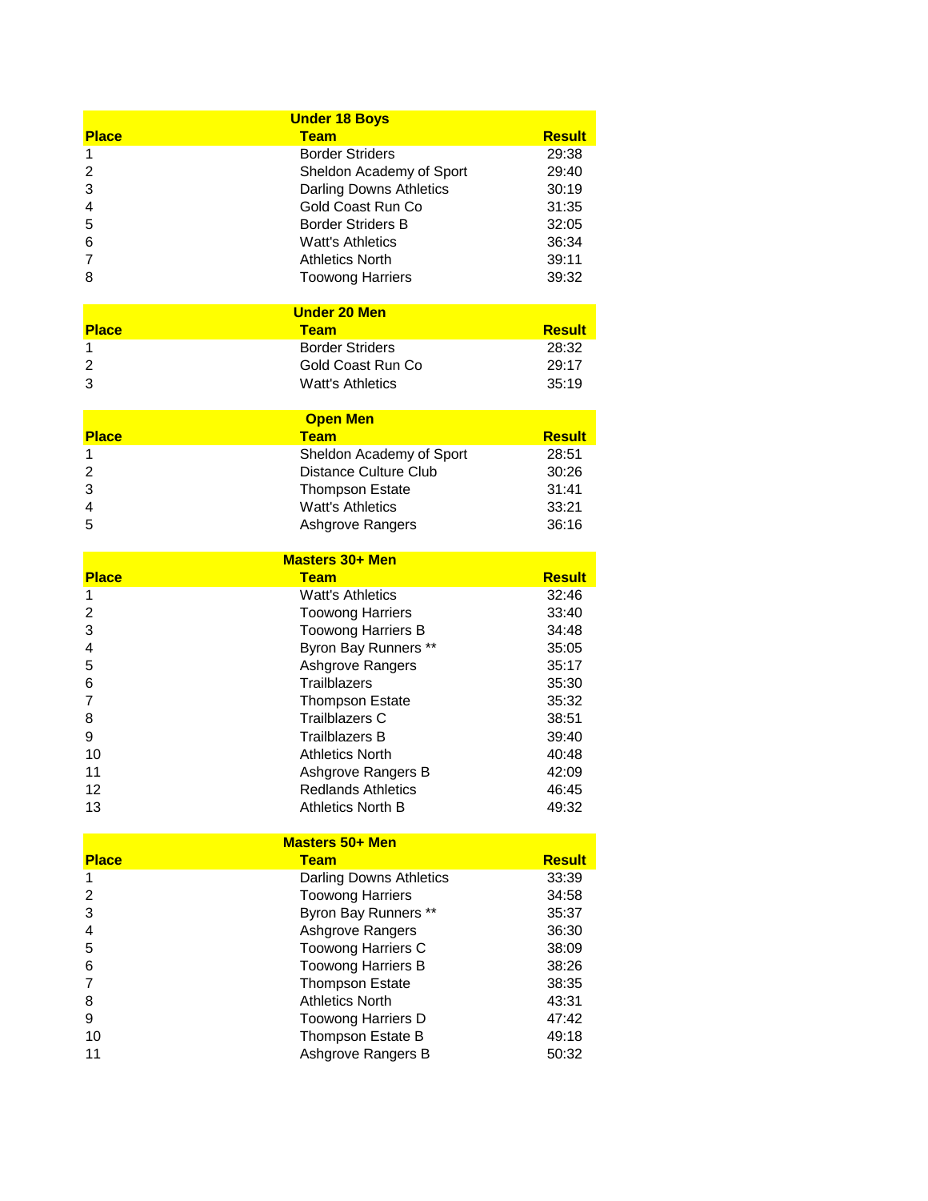## Under 18 Boys

| Place | Team | Result |
|---|---|---|
| 1 | Border Striders | 29:38 |
| 2 | Sheldon Academy of Sport | 29:40 |
| 3 | Darling Downs Athletics | 30:19 |
| 4 | Gold Coast Run Co | 31:35 |
| 5 | Border Striders B | 32:05 |
| 6 | Watt's Athletics | 36:34 |
| 7 | Athletics North | 39:11 |
| 8 | Toowong Harriers | 39:32 |

## Under 20 Men

| Place | Team | Result |
|---|---|---|
| 1 | Border Striders | 28:32 |
| 2 | Gold Coast Run Co | 29:17 |
| 3 | Watt's Athletics | 35:19 |

## Open Men

| Place | Team | Result |
|---|---|---|
| 1 | Sheldon Academy of Sport | 28:51 |
| 2 | Distance Culture Club | 30:26 |
| 3 | Thompson Estate | 31:41 |
| 4 | Watt's Athletics | 33:21 |
| 5 | Ashgrove Rangers | 36:16 |

## Masters 30+ Men

| Place | Team | Result |
|---|---|---|
| 1 | Watt's Athletics | 32:46 |
| 2 | Toowong Harriers | 33:40 |
| 3 | Toowong Harriers B | 34:48 |
| 4 | Byron Bay Runners ** | 35:05 |
| 5 | Ashgrove Rangers | 35:17 |
| 6 | Trailblazers | 35:30 |
| 7 | Thompson Estate | 35:32 |
| 8 | Trailblazers C | 38:51 |
| 9 | Trailblazers B | 39:40 |
| 10 | Athletics North | 40:48 |
| 11 | Ashgrove Rangers B | 42:09 |
| 12 | Redlands Athletics | 46:45 |
| 13 | Athletics North B | 49:32 |

## Masters 50+ Men

| Place | Team | Result |
|---|---|---|
| 1 | Darling Downs Athletics | 33:39 |
| 2 | Toowong Harriers | 34:58 |
| 3 | Byron Bay Runners ** | 35:37 |
| 4 | Ashgrove Rangers | 36:30 |
| 5 | Toowong Harriers C | 38:09 |
| 6 | Toowong Harriers B | 38:26 |
| 7 | Thompson Estate | 38:35 |
| 8 | Athletics North | 43:31 |
| 9 | Toowong Harriers D | 47:42 |
| 10 | Thompson Estate B | 49:18 |
| 11 | Ashgrove Rangers B | 50:32 |